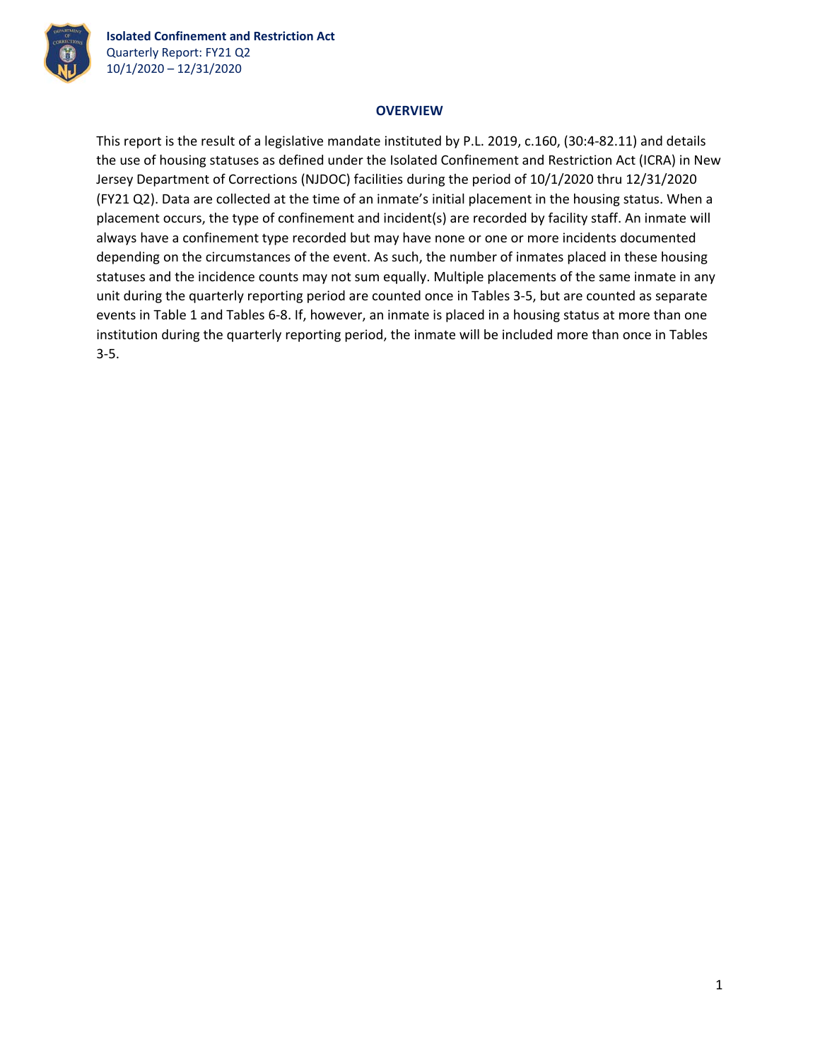**Isolated Confinement and Restriction Act**
Quarterly Report: FY21 Q2
10/1/2020 – 12/31/2020

## OVERVIEW

This report is the result of a legislative mandate instituted by P.L. 2019, c.160, (30:4-82.11) and details the use of housing statuses as defined under the Isolated Confinement and Restriction Act (ICRA) in New Jersey Department of Corrections (NJDOC) facilities during the period of 10/1/2020 thru 12/31/2020 (FY21 Q2). Data are collected at the time of an inmate's initial placement in the housing status. When a placement occurs, the type of confinement and incident(s) are recorded by facility staff. An inmate will always have a confinement type recorded but may have none or one or more incidents documented depending on the circumstances of the event. As such, the number of inmates placed in these housing statuses and the incidence counts may not sum equally. Multiple placements of the same inmate in any unit during the quarterly reporting period are counted once in Tables 3-5, but are counted as separate events in Table 1 and Tables 6-8. If, however, an inmate is placed in a housing status at more than one institution during the quarterly reporting period, the inmate will be included more than once in Tables 3-5.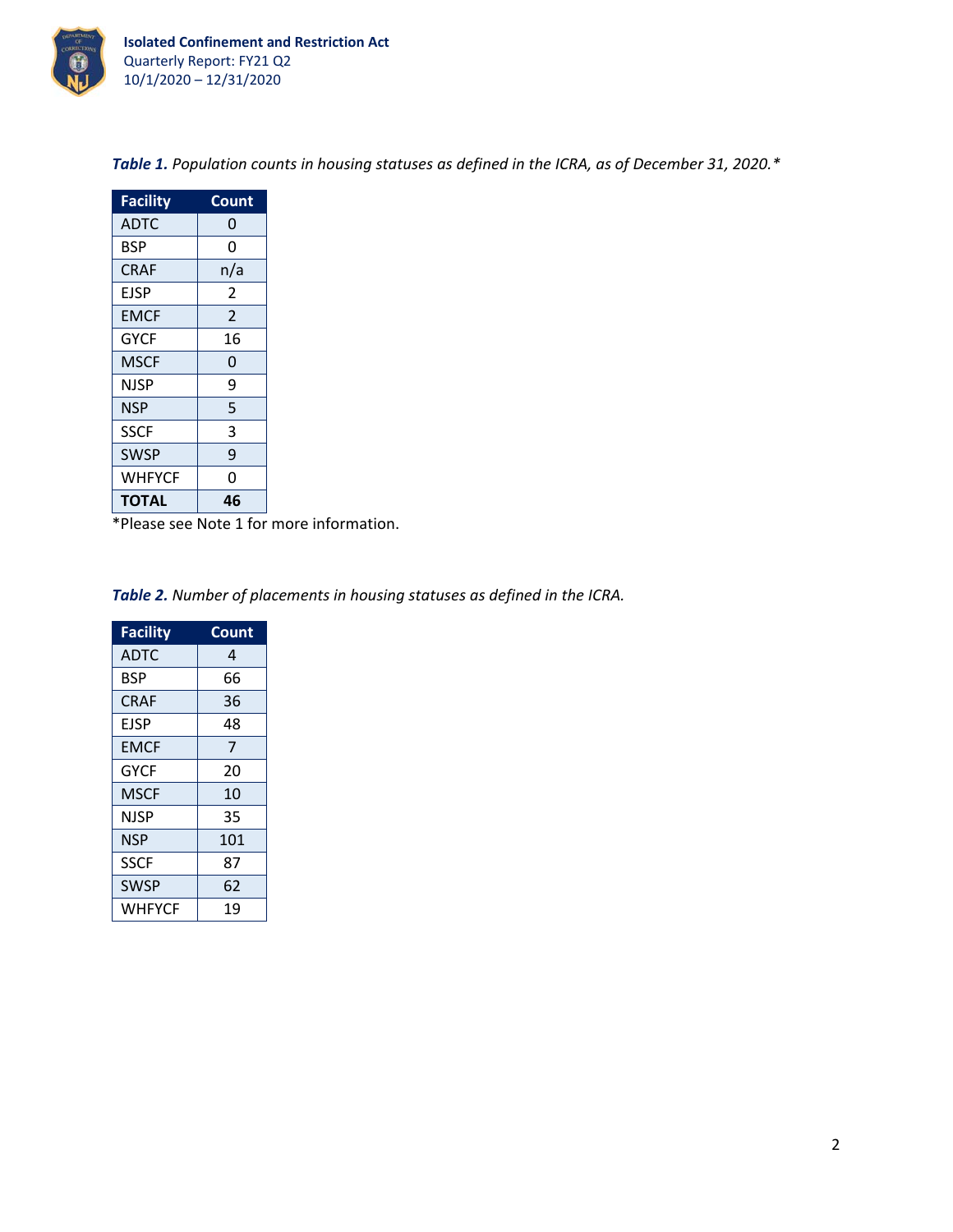***Table 1.*** *Population counts in housing statuses as defined in the ICRA, as of December 31, 2020.**

| Facility | Count |
|---|---|
| ADTC | 0 |
| BSP | 0 |
| CRAF | n/a |
| EJSP | 2 |
| EMCF | 2 |
| GYCF | 16 |
| MSCF | 0 |
| NJSP | 9 |
| NSP | 5 |
| SSCF | 3 |
| SWSP | 9 |
| WHFYCF | 0 |
| **TOTAL** | **46** |

*Please see Note 1 for more information.

***Table 2.*** *Number of placements in housing statuses as defined in the ICRA.*

| Facility | Count |
|---|---|
| ADTC | 4 |
| BSP | 66 |
| CRAF | 36 |
| EJSP | 48 |
| EMCF | 7 |
| GYCF | 20 |
| MSCF | 10 |
| NJSP | 35 |
| NSP | 101 |
| SSCF | 87 |
| SWSP | 62 |
| WHFYCF | 19 |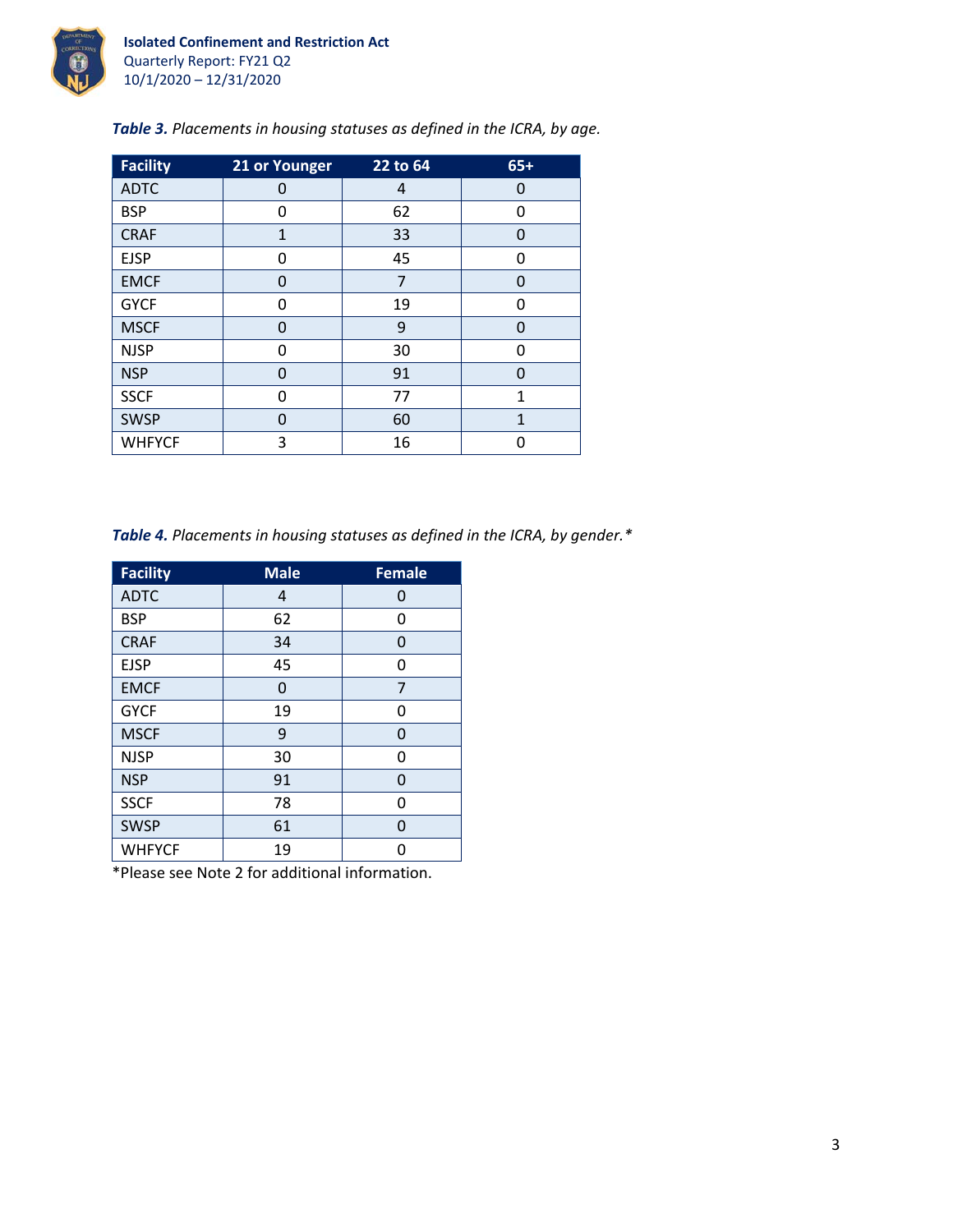***Table 3.*** *Placements in housing statuses as defined in the ICRA, by age.*

| Facility | 21 or Younger | 22 to 64 | 65+ |
|---|---|---|---|
| ADTC | 0 | 4 | 0 |
| BSP | 0 | 62 | 0 |
| CRAF | 1 | 33 | 0 |
| EJSP | 0 | 45 | 0 |
| EMCF | 0 | 7 | 0 |
| GYCF | 0 | 19 | 0 |
| MSCF | 0 | 9 | 0 |
| NJSP | 0 | 30 | 0 |
| NSP | 0 | 91 | 0 |
| SSCF | 0 | 77 | 1 |
| SWSP | 0 | 60 | 1 |
| WHFYCF | 3 | 16 | 0 |

***Table 4.*** *Placements in housing statuses as defined in the ICRA, by gender.**

| Facility | Male | Female |
|---|---|---|
| ADTC | 4 | 0 |
| BSP | 62 | 0 |
| CRAF | 34 | 0 |
| EJSP | 45 | 0 |
| EMCF | 0 | 7 |
| GYCF | 19 | 0 |
| MSCF | 9 | 0 |
| NJSP | 30 | 0 |
| NSP | 91 | 0 |
| SSCF | 78 | 0 |
| SWSP | 61 | 0 |
| WHFYCF | 19 | 0 |

*Please see Note 2 for additional information.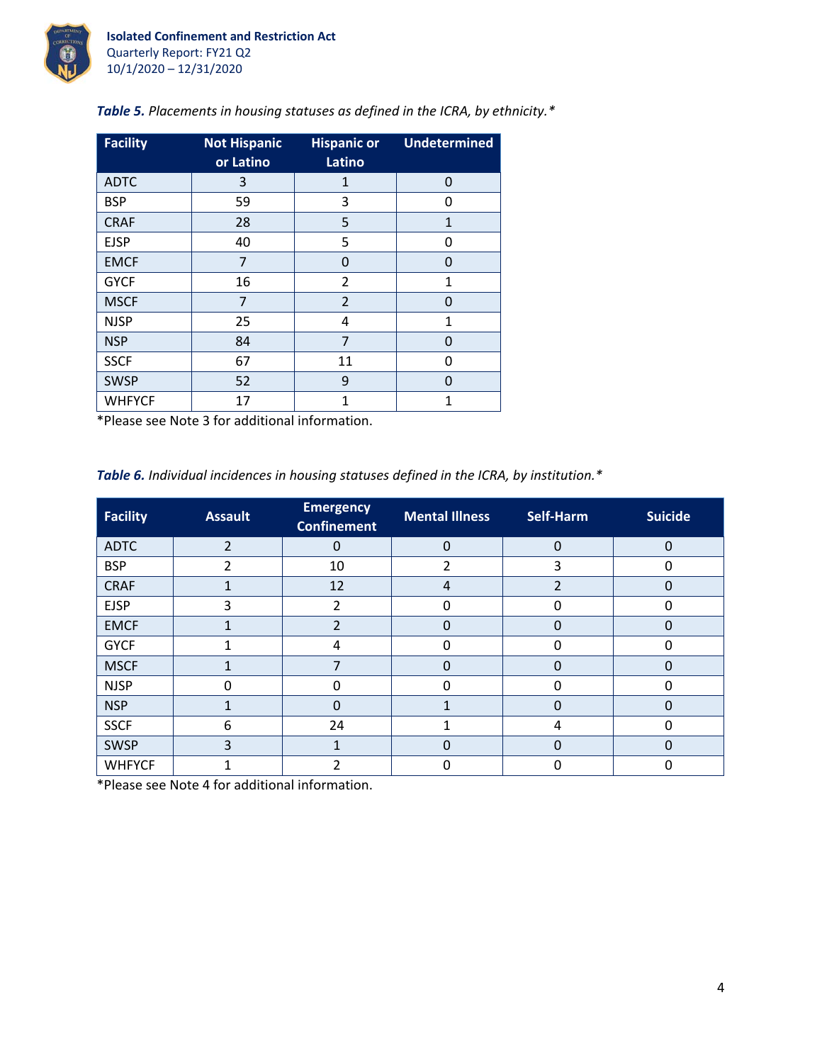*Table 5. Placements in housing statuses as defined in the ICRA, by ethnicity.**

| Facility | Not Hispanic or Latino | Hispanic or Latino | Undetermined |
|---|---|---|---|
| ADTC | 3 | 1 | 0 |
| BSP | 59 | 3 | 0 |
| CRAF | 28 | 5 | 1 |
| EJSP | 40 | 5 | 0 |
| EMCF | 7 | 0 | 0 |
| GYCF | 16 | 2 | 1 |
| MSCF | 7 | 2 | 0 |
| NJSP | 25 | 4 | 1 |
| NSP | 84 | 7 | 0 |
| SSCF | 67 | 11 | 0 |
| SWSP | 52 | 9 | 0 |
| WHFYCF | 17 | 1 | 1 |

*Please see Note 3 for additional information.

*Table 6. Individual incidences in housing statuses defined in the ICRA, by institution.**

| Facility | Assault | Emergency Confinement | Mental Illness | Self-Harm | Suicide |
|---|---|---|---|---|---|
| ADTC | 2 | 0 | 0 | 0 | 0 |
| BSP | 2 | 10 | 2 | 3 | 0 |
| CRAF | 1 | 12 | 4 | 2 | 0 |
| EJSP | 3 | 2 | 0 | 0 | 0 |
| EMCF | 1 | 2 | 0 | 0 | 0 |
| GYCF | 1 | 4 | 0 | 0 | 0 |
| MSCF | 1 | 7 | 0 | 0 | 0 |
| NJSP | 0 | 0 | 0 | 0 | 0 |
| NSP | 1 | 0 | 1 | 0 | 0 |
| SSCF | 6 | 24 | 1 | 4 | 0 |
| SWSP | 3 | 1 | 0 | 0 | 0 |
| WHFYCF | 1 | 2 | 0 | 0 | 0 |

*Please see Note 4 for additional information.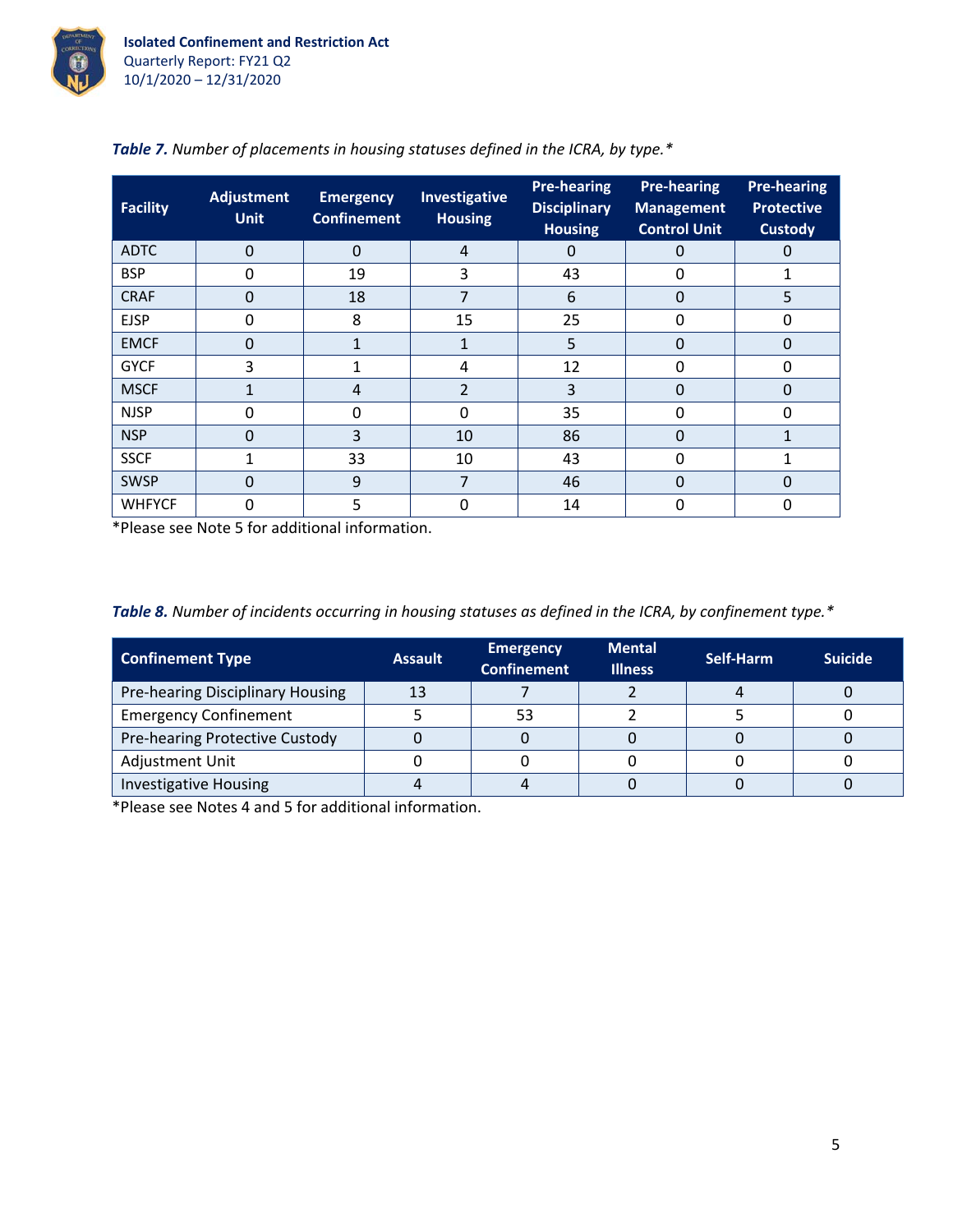***Table 7.*** *Number of placements in housing statuses defined in the ICRA, by type.\**

| Facility | Adjustment Unit | Emergency Confinement | Investigative Housing | Pre-hearing Disciplinary Housing | Pre-hearing Management Control Unit | Pre-hearing Protective Custody |
|---|---|---|---|---|---|---|
| ADTC | 0 | 0 | 4 | 0 | 0 | 0 |
| BSP | 0 | 19 | 3 | 43 | 0 | 1 |
| CRAF | 0 | 18 | 7 | 6 | 0 | 5 |
| EJSP | 0 | 8 | 15 | 25 | 0 | 0 |
| EMCF | 0 | 1 | 1 | 5 | 0 | 0 |
| GYCF | 3 | 1 | 4 | 12 | 0 | 0 |
| MSCF | 1 | 4 | 2 | 3 | 0 | 0 |
| NJSP | 0 | 0 | 0 | 35 | 0 | 0 |
| NSP | 0 | 3 | 10 | 86 | 0 | 1 |
| SSCF | 1 | 33 | 10 | 43 | 0 | 1 |
| SWSP | 0 | 9 | 7 | 46 | 0 | 0 |
| WHFYCF | 0 | 5 | 0 | 14 | 0 | 0 |

*Please see Note 5 for additional information.

***Table 8.*** *Number of incidents occurring in housing statuses as defined in the ICRA, by confinement type.\**

| Confinement Type | Assault | Emergency Confinement | Mental Illness | Self-Harm | Suicide |
|---|---|---|---|---|---|
| Pre-hearing Disciplinary Housing | 13 | 7 | 2 | 4 | 0 |
| Emergency Confinement | 5 | 53 | 2 | 5 | 0 |
| Pre-hearing Protective Custody | 0 | 0 | 0 | 0 | 0 |
| Adjustment Unit | 0 | 0 | 0 | 0 | 0 |
| Investigative Housing | 4 | 4 | 0 | 0 | 0 |

*Please see Notes 4 and 5 for additional information.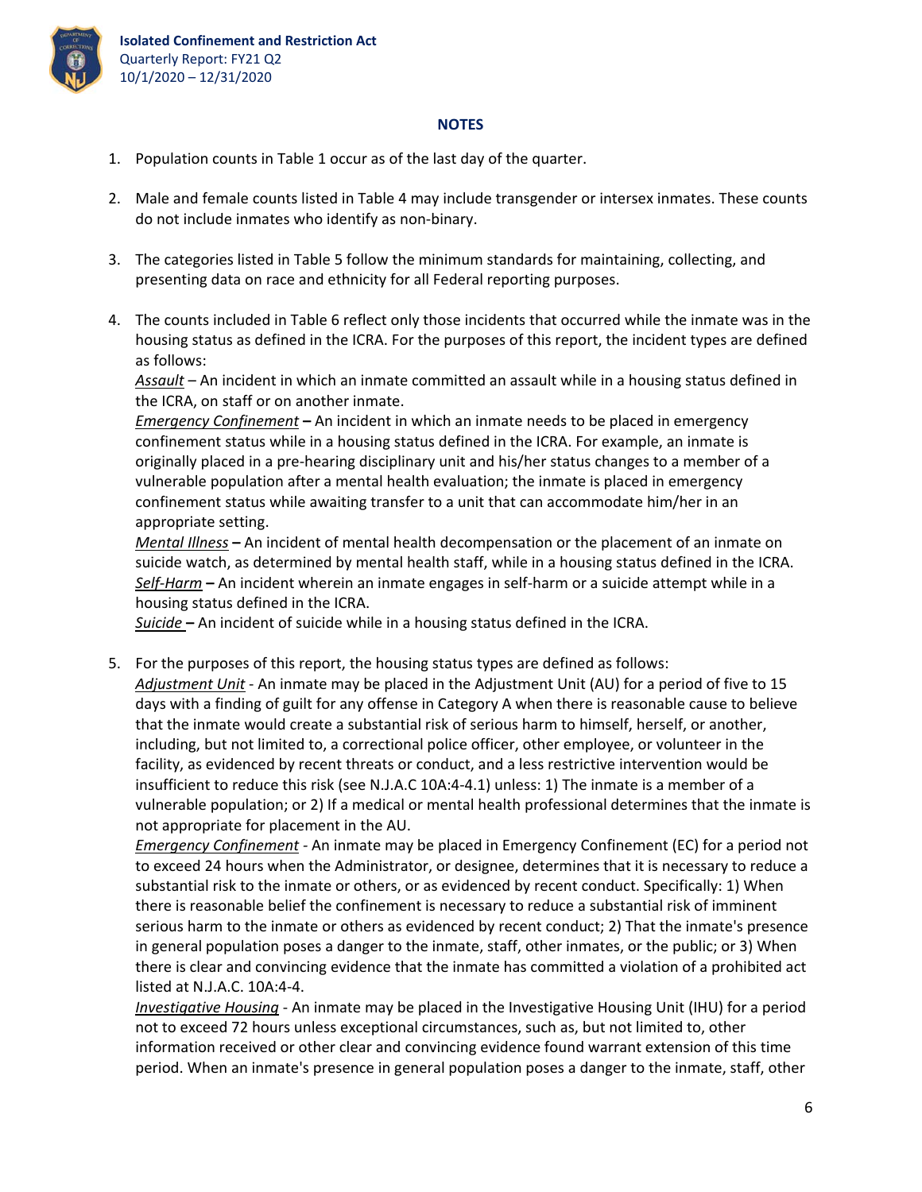## NOTES

1. Population counts in Table 1 occur as of the last day of the quarter.

2. Male and female counts listed in Table 4 may include transgender or intersex inmates. These counts do not include inmates who identify as non-binary.

3. The categories listed in Table 5 follow the minimum standards for maintaining, collecting, and presenting data on race and ethnicity for all Federal reporting purposes.

4. The counts included in Table 6 reflect only those incidents that occurred while the inmate was in the housing status as defined in the ICRA. For the purposes of this report, the incident types are defined as follows:
   _Assault_ – An incident in which an inmate committed an assault while in a housing status defined in the ICRA, on staff or on another inmate.
   _Emergency Confinement_ **–** An incident in which an inmate needs to be placed in emergency confinement status while in a housing status defined in the ICRA. For example, an inmate is originally placed in a pre-hearing disciplinary unit and his/her status changes to a member of a vulnerable population after a mental health evaluation; the inmate is placed in emergency confinement status while awaiting transfer to a unit that can accommodate him/her in an appropriate setting.
   _Mental Illness_ **–** An incident of mental health decompensation or the placement of an inmate on suicide watch, as determined by mental health staff, while in a housing status defined in the ICRA.
   _Self-Harm_ **–** An incident wherein an inmate engages in self-harm or a suicide attempt while in a housing status defined in the ICRA.
   _Suicide_ **–** An incident of suicide while in a housing status defined in the ICRA.

5. For the purposes of this report, the housing status types are defined as follows:
   _Adjustment Unit_ - An inmate may be placed in the Adjustment Unit (AU) for a period of five to 15 days with a finding of guilt for any offense in Category A when there is reasonable cause to believe that the inmate would create a substantial risk of serious harm to himself, herself, or another, including, but not limited to, a correctional police officer, other employee, or volunteer in the facility, as evidenced by recent threats or conduct, and a less restrictive intervention would be insufficient to reduce this risk (see N.J.A.C 10A:4-4.1) unless: 1) The inmate is a member of a vulnerable population; or 2) If a medical or mental health professional determines that the inmate is not appropriate for placement in the AU.
   _Emergency Confinement_ - An inmate may be placed in Emergency Confinement (EC) for a period not to exceed 24 hours when the Administrator, or designee, determines that it is necessary to reduce a substantial risk to the inmate or others, or as evidenced by recent conduct. Specifically: 1) When there is reasonable belief the confinement is necessary to reduce a substantial risk of imminent serious harm to the inmate or others as evidenced by recent conduct; 2) That the inmate's presence in general population poses a danger to the inmate, staff, other inmates, or the public; or 3) When there is clear and convincing evidence that the inmate has committed a violation of a prohibited act listed at N.J.A.C. 10A:4-4.
   _Investigative Housing_ - An inmate may be placed in the Investigative Housing Unit (IHU) for a period not to exceed 72 hours unless exceptional circumstances, such as, but not limited to, other information received or other clear and convincing evidence found warrant extension of this time period. When an inmate's presence in general population poses a danger to the inmate, staff, other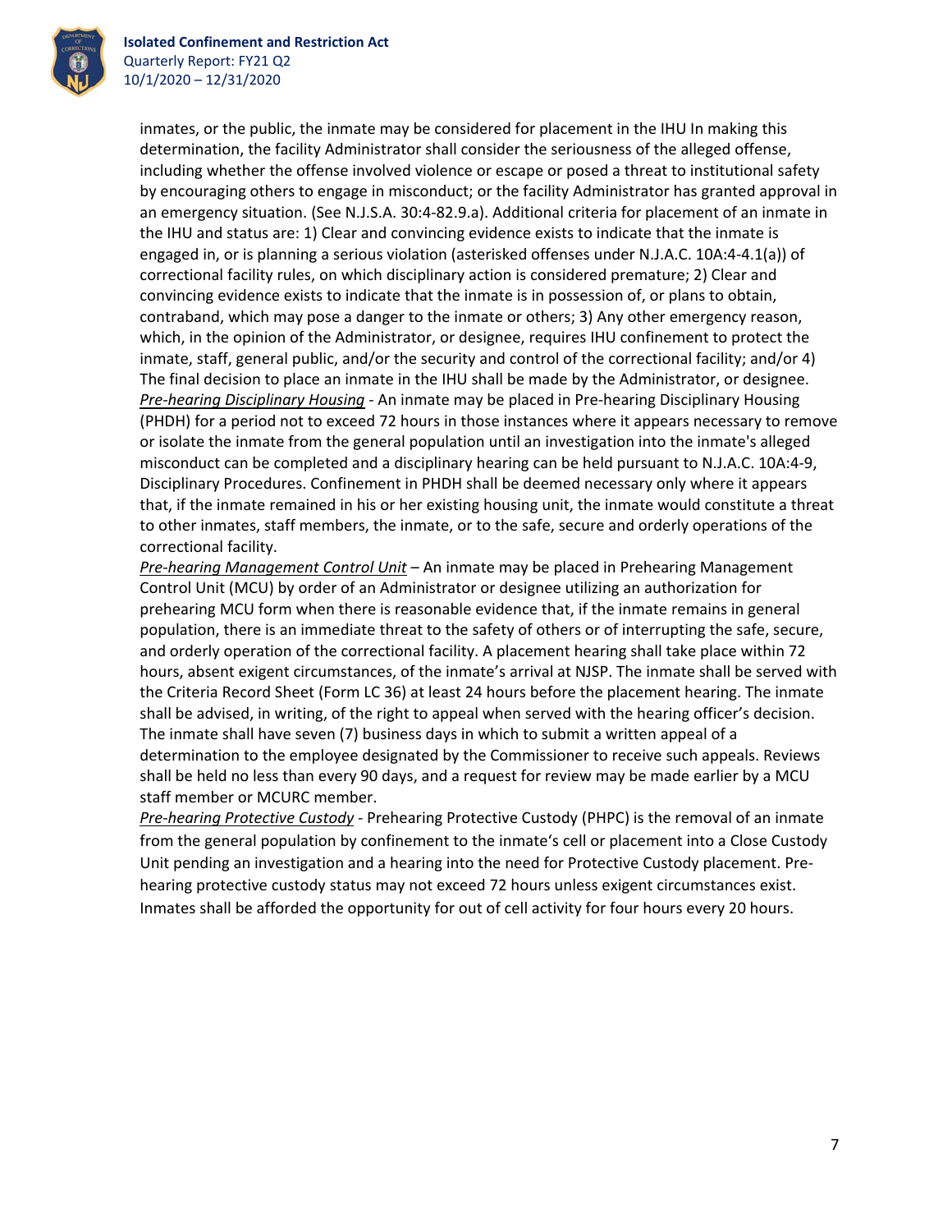inmates, or the public, the inmate may be considered for placement in the IHU In making this determination, the facility Administrator shall consider the seriousness of the alleged offense, including whether the offense involved violence or escape or posed a threat to institutional safety by encouraging others to engage in misconduct; or the facility Administrator has granted approval in an emergency situation. (See N.J.S.A. 30:4-82.9.a). Additional criteria for placement of an inmate in the IHU and status are: 1) Clear and convincing evidence exists to indicate that the inmate is engaged in, or is planning a serious violation (asterisked offenses under N.J.A.C. 10A:4-4.1(a)) of correctional facility rules, on which disciplinary action is considered premature; 2) Clear and convincing evidence exists to indicate that the inmate is in possession of, or plans to obtain, contraband, which may pose a danger to the inmate or others; 3) Any other emergency reason, which, in the opinion of the Administrator, or designee, requires IHU confinement to protect the inmate, staff, general public, and/or the security and control of the correctional facility; and/or 4) The final decision to place an inmate in the IHU shall be made by the Administrator, or designee.

*Pre-hearing Disciplinary Housing* - An inmate may be placed in Pre-hearing Disciplinary Housing (PHDH) for a period not to exceed 72 hours in those instances where it appears necessary to remove or isolate the inmate from the general population until an investigation into the inmate's alleged misconduct can be completed and a disciplinary hearing can be held pursuant to N.J.A.C. 10A:4-9, Disciplinary Procedures. Confinement in PHDH shall be deemed necessary only where it appears that, if the inmate remained in his or her existing housing unit, the inmate would constitute a threat to other inmates, staff members, the inmate, or to the safe, secure and orderly operations of the correctional facility.

*Pre-hearing Management Control Unit* – An inmate may be placed in Prehearing Management Control Unit (MCU) by order of an Administrator or designee utilizing an authorization for prehearing MCU form when there is reasonable evidence that, if the inmate remains in general population, there is an immediate threat to the safety of others or of interrupting the safe, secure, and orderly operation of the correctional facility. A placement hearing shall take place within 72 hours, absent exigent circumstances, of the inmate's arrival at NJSP. The inmate shall be served with the Criteria Record Sheet (Form LC 36) at least 24 hours before the placement hearing. The inmate shall be advised, in writing, of the right to appeal when served with the hearing officer's decision. The inmate shall have seven (7) business days in which to submit a written appeal of a determination to the employee designated by the Commissioner to receive such appeals. Reviews shall be held no less than every 90 days, and a request for review may be made earlier by a MCU staff member or MCURC member.

*Pre-hearing Protective Custody* - Prehearing Protective Custody (PHPC) is the removal of an inmate from the general population by confinement to the inmate's cell or placement into a Close Custody Unit pending an investigation and a hearing into the need for Protective Custody placement. Pre-hearing protective custody status may not exceed 72 hours unless exigent circumstances exist. Inmates shall be afforded the opportunity for out of cell activity for four hours every 20 hours.